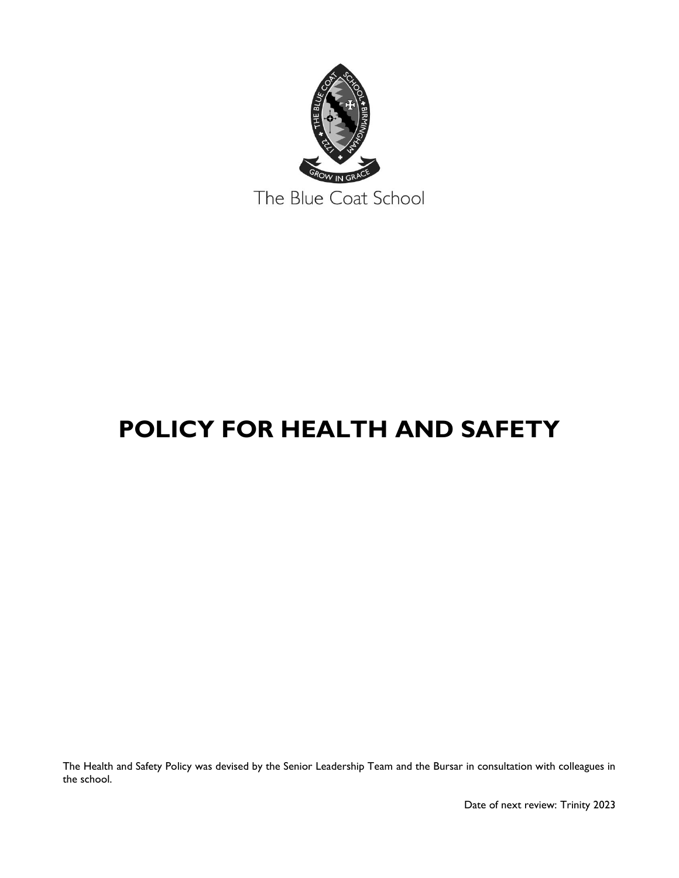The Blue Coat School

# POLICY FOR HEALTH AND SAFETY

The Health and Safety Policy was devised by the Senior Leadership Team and the Bursar in consultation with colleagues in the school.

Date of next review: Trinity 2023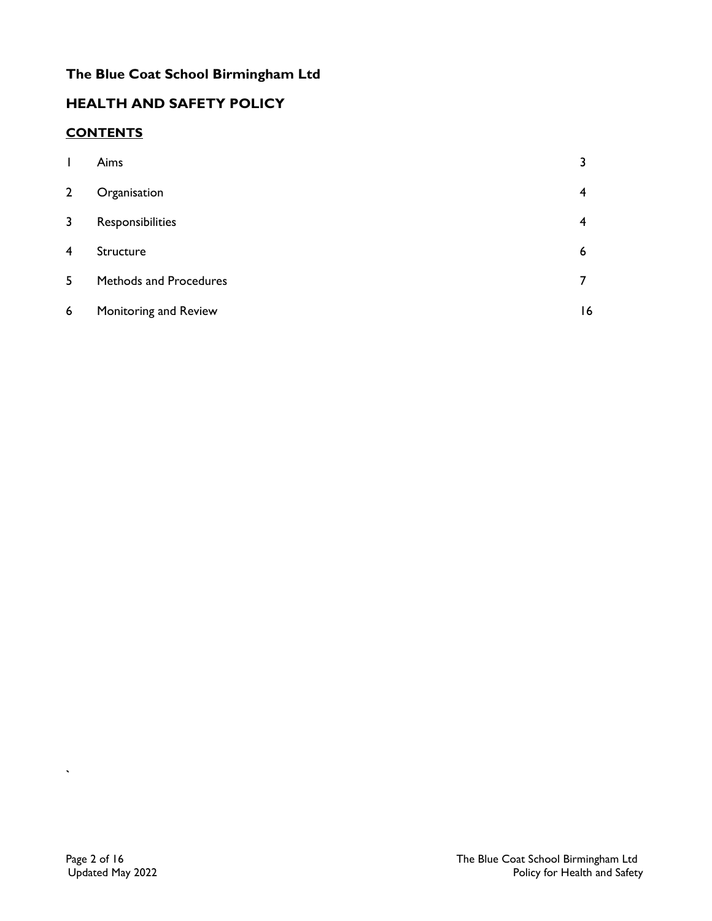**The Blue Coat School Birmingham Ltd**

## HEALTH AND SAFETY POLICY

**<u>CONTENTS</u>**

| | | |
|---|---|---|
| 1 | Aims | 3 |
| 2 | Organisation | 4 |
| 3 | Responsibilities | 4 |
| 4 | Structure | 6 |
| 5 | Methods and Procedures | 7 |
| 6 | Monitoring and Review | 16 |

`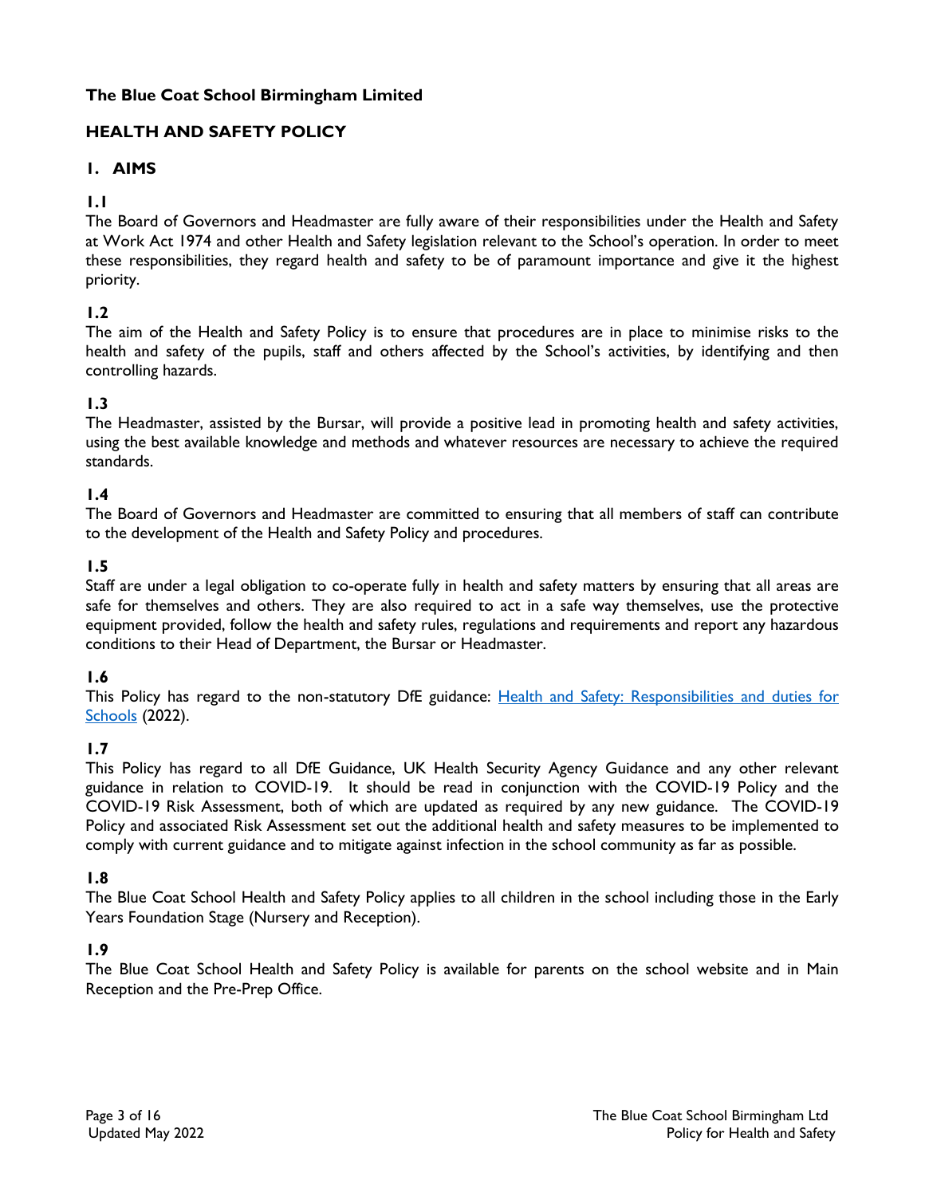**The Blue Coat School Birmingham Limited**

# HEALTH AND SAFETY POLICY

## 1. AIMS

**1.1**

The Board of Governors and Headmaster are fully aware of their responsibilities under the Health and Safety at Work Act 1974 and other Health and Safety legislation relevant to the School's operation. In order to meet these responsibilities, they regard health and safety to be of paramount importance and give it the highest priority.

**1.2**

The aim of the Health and Safety Policy is to ensure that procedures are in place to minimise risks to the health and safety of the pupils, staff and others affected by the School's activities, by identifying and then controlling hazards.

**1.3**

The Headmaster, assisted by the Bursar, will provide a positive lead in promoting health and safety activities, using the best available knowledge and methods and whatever resources are necessary to achieve the required standards.

**1.4**

The Board of Governors and Headmaster are committed to ensuring that all members of staff can contribute to the development of the Health and Safety Policy and procedures.

**1.5**

Staff are under a legal obligation to co-operate fully in health and safety matters by ensuring that all areas are safe for themselves and others. They are also required to act in a safe way themselves, use the protective equipment provided, follow the health and safety rules, regulations and requirements and report any hazardous conditions to their Head of Department, the Bursar or Headmaster.

**1.6**

This Policy has regard to the non-statutory DfE guidance: Health and Safety: Responsibilities and duties for Schools (2022).

**1.7**

This Policy has regard to all DfE Guidance, UK Health Security Agency Guidance and any other relevant guidance in relation to COVID-19. It should be read in conjunction with the COVID-19 Policy and the COVID-19 Risk Assessment, both of which are updated as required by any new guidance. The COVID-19 Policy and associated Risk Assessment set out the additional health and safety measures to be implemented to comply with current guidance and to mitigate against infection in the school community as far as possible.

**1.8**

The Blue Coat School Health and Safety Policy applies to all children in the school including those in the Early Years Foundation Stage (Nursery and Reception).

**1.9**

The Blue Coat School Health and Safety Policy is available for parents on the school website and in Main Reception and the Pre-Prep Office.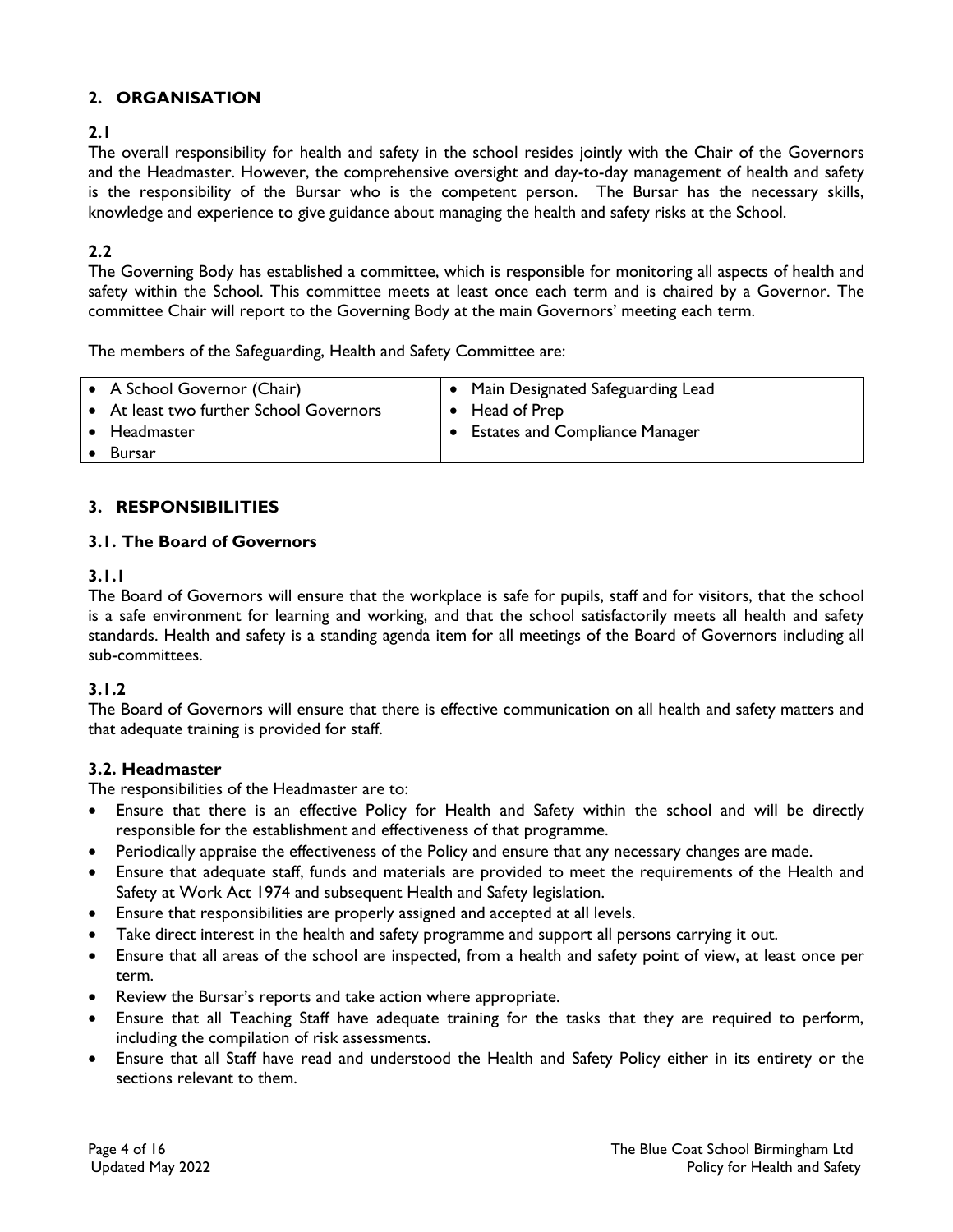## 2. ORGANISATION

### 2.1

The overall responsibility for health and safety in the school resides jointly with the Chair of the Governors and the Headmaster. However, the comprehensive oversight and day-to-day management of health and safety is the responsibility of the Bursar who is the competent person. The Bursar has the necessary skills, knowledge and experience to give guidance about managing the health and safety risks at the School.

### 2.2

The Governing Body has established a committee, which is responsible for monitoring all aspects of health and safety within the School. This committee meets at least once each term and is chaired by a Governor. The committee Chair will report to the Governing Body at the main Governors' meeting each term.

The members of the Safeguarding, Health and Safety Committee are:

| | |
|---|---|
| • A School Governor (Chair)<br>• At least two further School Governors<br>• Headmaster<br>• Bursar | • Main Designated Safeguarding Lead<br>• Head of Prep<br>• Estates and Compliance Manager |

## 3. RESPONSIBILITIES

### 3.1. The Board of Governors

#### 3.1.1

The Board of Governors will ensure that the workplace is safe for pupils, staff and for visitors, that the school is a safe environment for learning and working, and that the school satisfactorily meets all health and safety standards. Health and safety is a standing agenda item for all meetings of the Board of Governors including all sub-committees.

#### 3.1.2

The Board of Governors will ensure that there is effective communication on all health and safety matters and that adequate training is provided for staff.

### 3.2. Headmaster

The responsibilities of the Headmaster are to:

- Ensure that there is an effective Policy for Health and Safety within the school and will be directly responsible for the establishment and effectiveness of that programme.
- Periodically appraise the effectiveness of the Policy and ensure that any necessary changes are made.
- Ensure that adequate staff, funds and materials are provided to meet the requirements of the Health and Safety at Work Act 1974 and subsequent Health and Safety legislation.
- Ensure that responsibilities are properly assigned and accepted at all levels.
- Take direct interest in the health and safety programme and support all persons carrying it out.
- Ensure that all areas of the school are inspected, from a health and safety point of view, at least once per term.
- Review the Bursar's reports and take action where appropriate.
- Ensure that all Teaching Staff have adequate training for the tasks that they are required to perform, including the compilation of risk assessments.
- Ensure that all Staff have read and understood the Health and Safety Policy either in its entirety or the sections relevant to them.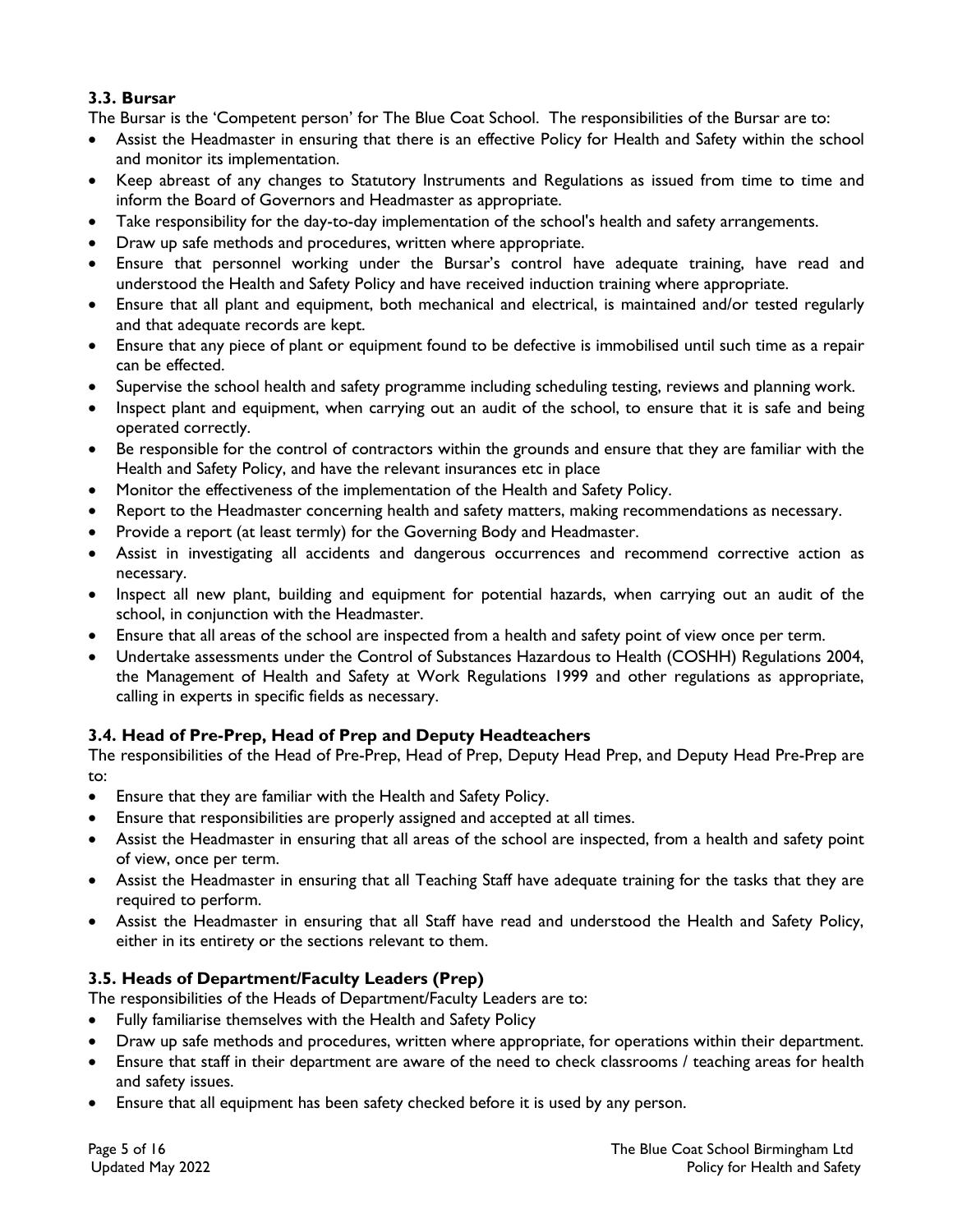### 3.3. Bursar

The Bursar is the 'Competent person' for The Blue Coat School. The responsibilities of the Bursar are to:

- Assist the Headmaster in ensuring that there is an effective Policy for Health and Safety within the school and monitor its implementation.
- Keep abreast of any changes to Statutory Instruments and Regulations as issued from time to time and inform the Board of Governors and Headmaster as appropriate.
- Take responsibility for the day-to-day implementation of the school's health and safety arrangements.
- Draw up safe methods and procedures, written where appropriate.
- Ensure that personnel working under the Bursar's control have adequate training, have read and understood the Health and Safety Policy and have received induction training where appropriate.
- Ensure that all plant and equipment, both mechanical and electrical, is maintained and/or tested regularly and that adequate records are kept.
- Ensure that any piece of plant or equipment found to be defective is immobilised until such time as a repair can be effected.
- Supervise the school health and safety programme including scheduling testing, reviews and planning work.
- Inspect plant and equipment, when carrying out an audit of the school, to ensure that it is safe and being operated correctly.
- Be responsible for the control of contractors within the grounds and ensure that they are familiar with the Health and Safety Policy, and have the relevant insurances etc in place
- Monitor the effectiveness of the implementation of the Health and Safety Policy.
- Report to the Headmaster concerning health and safety matters, making recommendations as necessary.
- Provide a report (at least termly) for the Governing Body and Headmaster.
- Assist in investigating all accidents and dangerous occurrences and recommend corrective action as necessary.
- Inspect all new plant, building and equipment for potential hazards, when carrying out an audit of the school, in conjunction with the Headmaster.
- Ensure that all areas of the school are inspected from a health and safety point of view once per term.
- Undertake assessments under the Control of Substances Hazardous to Health (COSHH) Regulations 2004, the Management of Health and Safety at Work Regulations 1999 and other regulations as appropriate, calling in experts in specific fields as necessary.

### 3.4. Head of Pre-Prep, Head of Prep and Deputy Headteachers

The responsibilities of the Head of Pre-Prep, Head of Prep, Deputy Head Prep, and Deputy Head Pre-Prep are to:

- Ensure that they are familiar with the Health and Safety Policy.
- Ensure that responsibilities are properly assigned and accepted at all times.
- Assist the Headmaster in ensuring that all areas of the school are inspected, from a health and safety point of view, once per term.
- Assist the Headmaster in ensuring that all Teaching Staff have adequate training for the tasks that they are required to perform.
- Assist the Headmaster in ensuring that all Staff have read and understood the Health and Safety Policy, either in its entirety or the sections relevant to them.

### 3.5. Heads of Department/Faculty Leaders (Prep)

The responsibilities of the Heads of Department/Faculty Leaders are to:

- Fully familiarise themselves with the Health and Safety Policy
- Draw up safe methods and procedures, written where appropriate, for operations within their department.
- Ensure that staff in their department are aware of the need to check classrooms / teaching areas for health and safety issues.
- Ensure that all equipment has been safety checked before it is used by any person.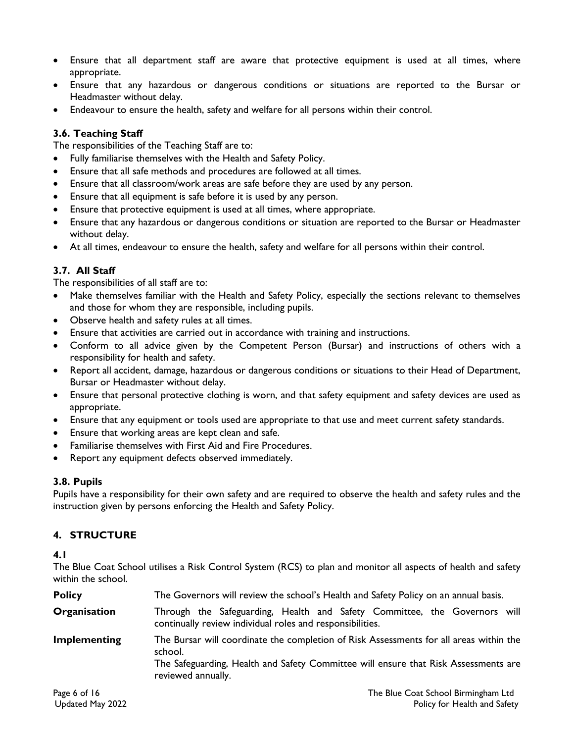- Ensure that all department staff are aware that protective equipment is used at all times, where appropriate.
- Ensure that any hazardous or dangerous conditions or situations are reported to the Bursar or Headmaster without delay.
- Endeavour to ensure the health, safety and welfare for all persons within their control.

### 3.6. Teaching Staff

The responsibilities of the Teaching Staff are to:

- Fully familiarise themselves with the Health and Safety Policy.
- Ensure that all safe methods and procedures are followed at all times.
- Ensure that all classroom/work areas are safe before they are used by any person.
- Ensure that all equipment is safe before it is used by any person.
- Ensure that protective equipment is used at all times, where appropriate.
- Ensure that any hazardous or dangerous conditions or situation are reported to the Bursar or Headmaster without delay.
- At all times, endeavour to ensure the health, safety and welfare for all persons within their control.

### 3.7. All Staff

The responsibilities of all staff are to:

- Make themselves familiar with the Health and Safety Policy, especially the sections relevant to themselves and those for whom they are responsible, including pupils.
- Observe health and safety rules at all times.
- Ensure that activities are carried out in accordance with training and instructions.
- Conform to all advice given by the Competent Person (Bursar) and instructions of others with a responsibility for health and safety.
- Report all accident, damage, hazardous or dangerous conditions or situations to their Head of Department, Bursar or Headmaster without delay.
- Ensure that personal protective clothing is worn, and that safety equipment and safety devices are used as appropriate.
- Ensure that any equipment or tools used are appropriate to that use and meet current safety standards.
- Ensure that working areas are kept clean and safe.
- Familiarise themselves with First Aid and Fire Procedures.
- Report any equipment defects observed immediately.

### 3.8. Pupils

Pupils have a responsibility for their own safety and are required to observe the health and safety rules and the instruction given by persons enforcing the Health and Safety Policy.

## 4. STRUCTURE

### 4.1

The Blue Coat School utilises a Risk Control System (RCS) to plan and monitor all aspects of health and safety within the school.

**Policy** — The Governors will review the school's Health and Safety Policy on an annual basis.

**Organisation** — Through the Safeguarding, Health and Safety Committee, the Governors will continually review individual roles and responsibilities.

**Implementing** — The Bursar will coordinate the completion of Risk Assessments for all areas within the school.
The Safeguarding, Health and Safety Committee will ensure that Risk Assessments are reviewed annually.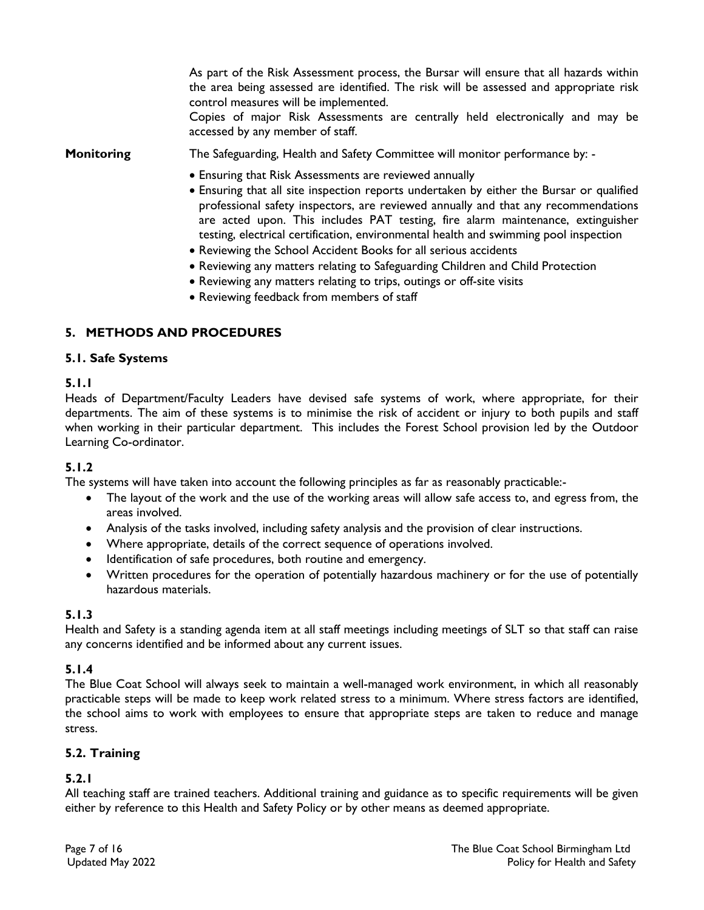As part of the Risk Assessment process, the Bursar will ensure that all hazards within the area being assessed are identified. The risk will be assessed and appropriate risk control measures will be implemented.
Copies of major Risk Assessments are centrally held electronically and may be accessed by any member of staff.

**Monitoring** The Safeguarding, Health and Safety Committee will monitor performance by: -

- Ensuring that Risk Assessments are reviewed annually
- Ensuring that all site inspection reports undertaken by either the Bursar or qualified professional safety inspectors, are reviewed annually and that any recommendations are acted upon. This includes PAT testing, fire alarm maintenance, extinguisher testing, electrical certification, environmental health and swimming pool inspection
- Reviewing the School Accident Books for all serious accidents
- Reviewing any matters relating to Safeguarding Children and Child Protection
- Reviewing any matters relating to trips, outings or off-site visits
- Reviewing feedback from members of staff

## 5. METHODS AND PROCEDURES

### 5.1. Safe Systems

#### 5.1.1

Heads of Department/Faculty Leaders have devised safe systems of work, where appropriate, for their departments. The aim of these systems is to minimise the risk of accident or injury to both pupils and staff when working in their particular department. This includes the Forest School provision led by the Outdoor Learning Co-ordinator.

#### 5.1.2

The systems will have taken into account the following principles as far as reasonably practicable:-

- The layout of the work and the use of the working areas will allow safe access to, and egress from, the areas involved.
- Analysis of the tasks involved, including safety analysis and the provision of clear instructions.
- Where appropriate, details of the correct sequence of operations involved.
- Identification of safe procedures, both routine and emergency.
- Written procedures for the operation of potentially hazardous machinery or for the use of potentially hazardous materials.

#### 5.1.3

Health and Safety is a standing agenda item at all staff meetings including meetings of SLT so that staff can raise any concerns identified and be informed about any current issues.

#### 5.1.4

The Blue Coat School will always seek to maintain a well-managed work environment, in which all reasonably practicable steps will be made to keep work related stress to a minimum. Where stress factors are identified, the school aims to work with employees to ensure that appropriate steps are taken to reduce and manage stress.

### 5.2. Training

#### 5.2.1

All teaching staff are trained teachers. Additional training and guidance as to specific requirements will be given either by reference to this Health and Safety Policy or by other means as deemed appropriate.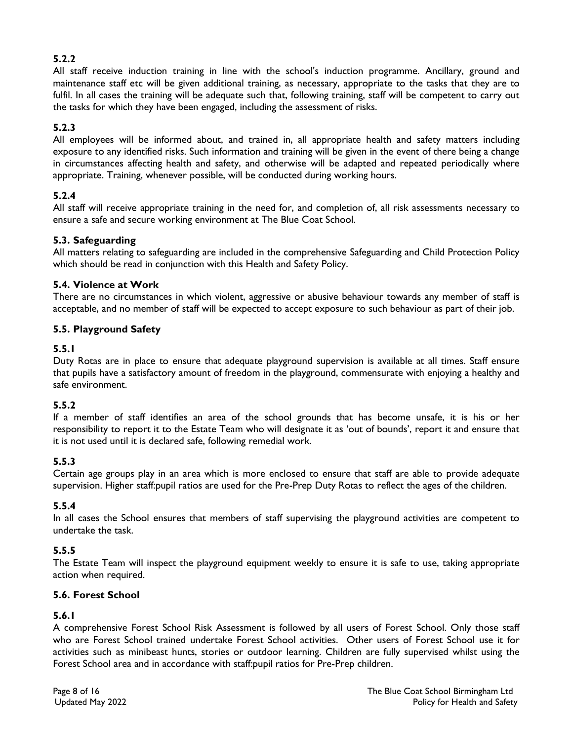### 5.2.2

All staff receive induction training in line with the school's induction programme. Ancillary, ground and maintenance staff etc will be given additional training, as necessary, appropriate to the tasks that they are to fulfil. In all cases the training will be adequate such that, following training, staff will be competent to carry out the tasks for which they have been engaged, including the assessment of risks.

### 5.2.3

All employees will be informed about, and trained in, all appropriate health and safety matters including exposure to any identified risks. Such information and training will be given in the event of there being a change in circumstances affecting health and safety, and otherwise will be adapted and repeated periodically where appropriate. Training, whenever possible, will be conducted during working hours.

### 5.2.4

All staff will receive appropriate training in the need for, and completion of, all risk assessments necessary to ensure a safe and secure working environment at The Blue Coat School.

## 5.3. Safeguarding

All matters relating to safeguarding are included in the comprehensive Safeguarding and Child Protection Policy which should be read in conjunction with this Health and Safety Policy.

## 5.4. Violence at Work

There are no circumstances in which violent, aggressive or abusive behaviour towards any member of staff is acceptable, and no member of staff will be expected to accept exposure to such behaviour as part of their job.

## 5.5. Playground Safety

### 5.5.1

Duty Rotas are in place to ensure that adequate playground supervision is available at all times. Staff ensure that pupils have a satisfactory amount of freedom in the playground, commensurate with enjoying a healthy and safe environment.

### 5.5.2

If a member of staff identifies an area of the school grounds that has become unsafe, it is his or her responsibility to report it to the Estate Team who will designate it as 'out of bounds', report it and ensure that it is not used until it is declared safe, following remedial work.

### 5.5.3

Certain age groups play in an area which is more enclosed to ensure that staff are able to provide adequate supervision. Higher staff:pupil ratios are used for the Pre-Prep Duty Rotas to reflect the ages of the children.

### 5.5.4

In all cases the School ensures that members of staff supervising the playground activities are competent to undertake the task.

### 5.5.5

The Estate Team will inspect the playground equipment weekly to ensure it is safe to use, taking appropriate action when required.

## 5.6. Forest School

### 5.6.1

A comprehensive Forest School Risk Assessment is followed by all users of Forest School. Only those staff who are Forest School trained undertake Forest School activities. Other users of Forest School use it for activities such as minibeast hunts, stories or outdoor learning. Children are fully supervised whilst using the Forest School area and in accordance with staff:pupil ratios for Pre-Prep children.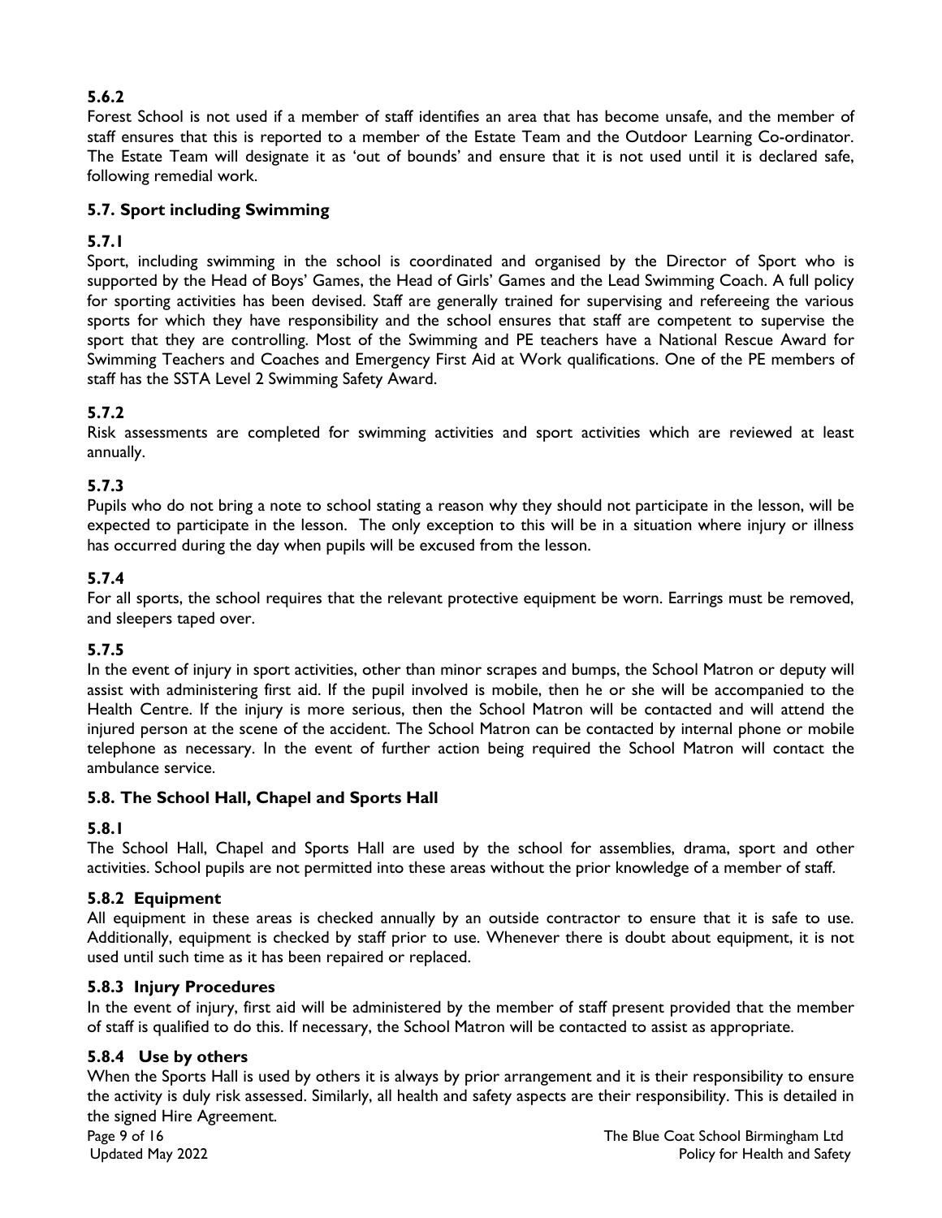### 5.6.2

Forest School is not used if a member of staff identifies an area that has become unsafe, and the member of staff ensures that this is reported to a member of the Estate Team and the Outdoor Learning Co-ordinator. The Estate Team will designate it as 'out of bounds' and ensure that it is not used until it is declared safe, following remedial work.

## 5.7. Sport including Swimming

### 5.7.1

Sport, including swimming in the school is coordinated and organised by the Director of Sport who is supported by the Head of Boys' Games, the Head of Girls' Games and the Lead Swimming Coach. A full policy for sporting activities has been devised. Staff are generally trained for supervising and refereeing the various sports for which they have responsibility and the school ensures that staff are competent to supervise the sport that they are controlling. Most of the Swimming and PE teachers have a National Rescue Award for Swimming Teachers and Coaches and Emergency First Aid at Work qualifications. One of the PE members of staff has the SSTA Level 2 Swimming Safety Award.

### 5.7.2

Risk assessments are completed for swimming activities and sport activities which are reviewed at least annually.

### 5.7.3

Pupils who do not bring a note to school stating a reason why they should not participate in the lesson, will be expected to participate in the lesson. The only exception to this will be in a situation where injury or illness has occurred during the day when pupils will be excused from the lesson.

### 5.7.4

For all sports, the school requires that the relevant protective equipment be worn. Earrings must be removed, and sleepers taped over.

### 5.7.5

In the event of injury in sport activities, other than minor scrapes and bumps, the School Matron or deputy will assist with administering first aid. If the pupil involved is mobile, then he or she will be accompanied to the Health Centre. If the injury is more serious, then the School Matron will be contacted and will attend the injured person at the scene of the accident. The School Matron can be contacted by internal phone or mobile telephone as necessary. In the event of further action being required the School Matron will contact the ambulance service.

## 5.8. The School Hall, Chapel and Sports Hall

### 5.8.1

The School Hall, Chapel and Sports Hall are used by the school for assemblies, drama, sport and other activities. School pupils are not permitted into these areas without the prior knowledge of a member of staff.

### 5.8.2 Equipment

All equipment in these areas is checked annually by an outside contractor to ensure that it is safe to use. Additionally, equipment is checked by staff prior to use. Whenever there is doubt about equipment, it is not used until such time as it has been repaired or replaced.

### 5.8.3 Injury Procedures

In the event of injury, first aid will be administered by the member of staff present provided that the member of staff is qualified to do this. If necessary, the School Matron will be contacted to assist as appropriate.

### 5.8.4 Use by others

When the Sports Hall is used by others it is always by prior arrangement and it is their responsibility to ensure the activity is duly risk assessed. Similarly, all health and safety aspects are their responsibility. This is detailed in the signed Hire Agreement.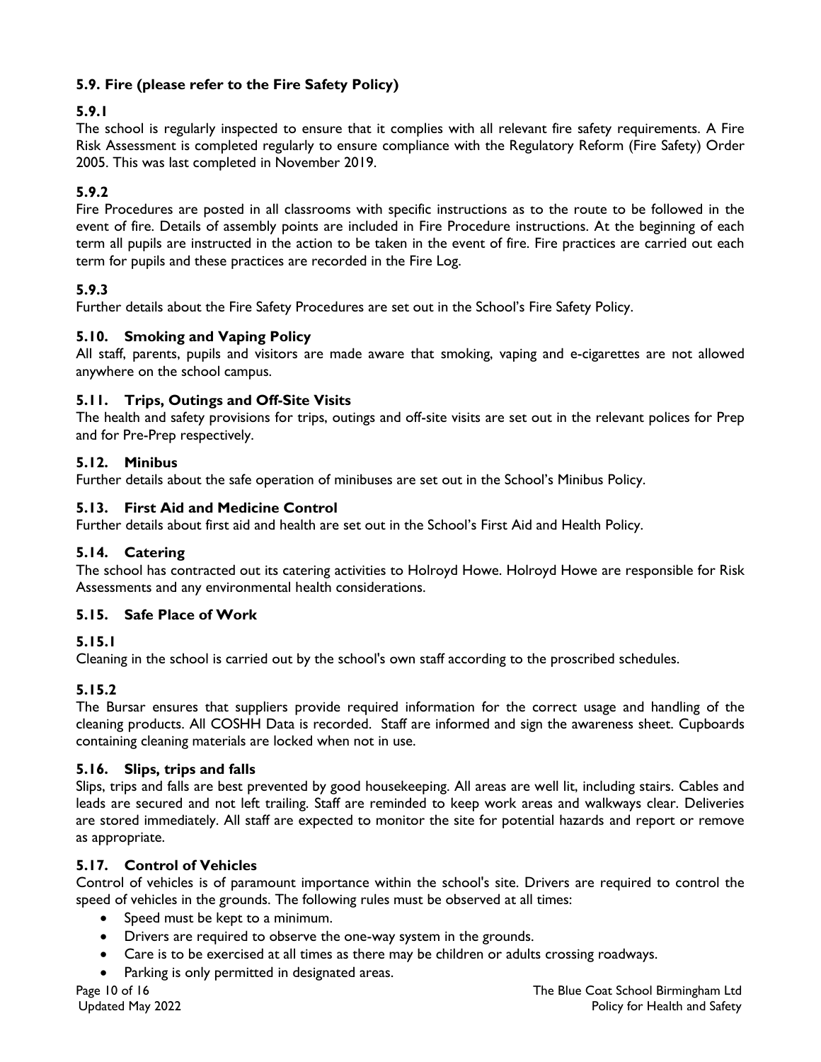### 5.9. Fire (please refer to the Fire Safety Policy)

#### 5.9.1

The school is regularly inspected to ensure that it complies with all relevant fire safety requirements. A Fire Risk Assessment is completed regularly to ensure compliance with the Regulatory Reform (Fire Safety) Order 2005. This was last completed in November 2019.

#### 5.9.2

Fire Procedures are posted in all classrooms with specific instructions as to the route to be followed in the event of fire. Details of assembly points are included in Fire Procedure instructions. At the beginning of each term all pupils are instructed in the action to be taken in the event of fire. Fire practices are carried out each term for pupils and these practices are recorded in the Fire Log.

#### 5.9.3

Further details about the Fire Safety Procedures are set out in the School's Fire Safety Policy.

### 5.10. Smoking and Vaping Policy

All staff, parents, pupils and visitors are made aware that smoking, vaping and e-cigarettes are not allowed anywhere on the school campus.

### 5.11. Trips, Outings and Off-Site Visits

The health and safety provisions for trips, outings and off-site visits are set out in the relevant polices for Prep and for Pre-Prep respectively.

### 5.12. Minibus

Further details about the safe operation of minibuses are set out in the School's Minibus Policy.

### 5.13. First Aid and Medicine Control

Further details about first aid and health are set out in the School's First Aid and Health Policy.

### 5.14. Catering

The school has contracted out its catering activities to Holroyd Howe. Holroyd Howe are responsible for Risk Assessments and any environmental health considerations.

### 5.15. Safe Place of Work

#### 5.15.1

Cleaning in the school is carried out by the school's own staff according to the proscribed schedules.

#### 5.15.2

The Bursar ensures that suppliers provide required information for the correct usage and handling of the cleaning products. All COSHH Data is recorded. Staff are informed and sign the awareness sheet. Cupboards containing cleaning materials are locked when not in use.

### 5.16. Slips, trips and falls

Slips, trips and falls are best prevented by good housekeeping. All areas are well lit, including stairs. Cables and leads are secured and not left trailing. Staff are reminded to keep work areas and walkways clear. Deliveries are stored immediately. All staff are expected to monitor the site for potential hazards and report or remove as appropriate.

### 5.17. Control of Vehicles

Control of vehicles is of paramount importance within the school's site. Drivers are required to control the speed of vehicles in the grounds. The following rules must be observed at all times:

- Speed must be kept to a minimum.
- Drivers are required to observe the one-way system in the grounds.
- Care is to be exercised at all times as there may be children or adults crossing roadways.
- Parking is only permitted in designated areas.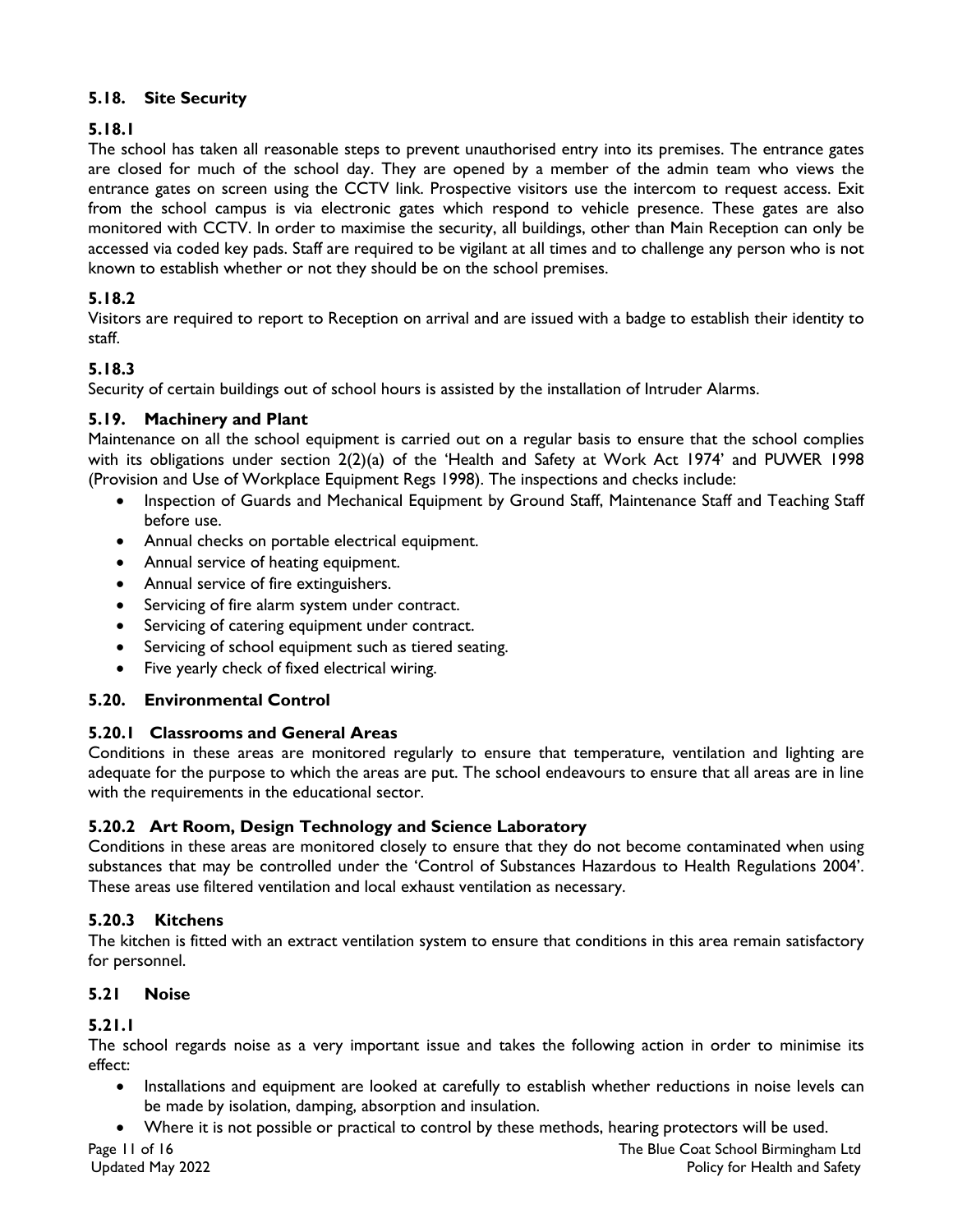### 5.18. Site Security

#### 5.18.1

The school has taken all reasonable steps to prevent unauthorised entry into its premises. The entrance gates are closed for much of the school day. They are opened by a member of the admin team who views the entrance gates on screen using the CCTV link. Prospective visitors use the intercom to request access. Exit from the school campus is via electronic gates which respond to vehicle presence. These gates are also monitored with CCTV. In order to maximise the security, all buildings, other than Main Reception can only be accessed via coded key pads. Staff are required to be vigilant at all times and to challenge any person who is not known to establish whether or not they should be on the school premises.

#### 5.18.2

Visitors are required to report to Reception on arrival and are issued with a badge to establish their identity to staff.

#### 5.18.3

Security of certain buildings out of school hours is assisted by the installation of Intruder Alarms.

### 5.19. Machinery and Plant

Maintenance on all the school equipment is carried out on a regular basis to ensure that the school complies with its obligations under section 2(2)(a) of the 'Health and Safety at Work Act 1974' and PUWER 1998 (Provision and Use of Workplace Equipment Regs 1998). The inspections and checks include:

- Inspection of Guards and Mechanical Equipment by Ground Staff, Maintenance Staff and Teaching Staff before use.
- Annual checks on portable electrical equipment.
- Annual service of heating equipment.
- Annual service of fire extinguishers.
- Servicing of fire alarm system under contract.
- Servicing of catering equipment under contract.
- Servicing of school equipment such as tiered seating.
- Five yearly check of fixed electrical wiring.

### 5.20. Environmental Control

#### 5.20.1 Classrooms and General Areas

Conditions in these areas are monitored regularly to ensure that temperature, ventilation and lighting are adequate for the purpose to which the areas are put. The school endeavours to ensure that all areas are in line with the requirements in the educational sector.

#### 5.20.2 Art Room, Design Technology and Science Laboratory

Conditions in these areas are monitored closely to ensure that they do not become contaminated when using substances that may be controlled under the 'Control of Substances Hazardous to Health Regulations 2004'. These areas use filtered ventilation and local exhaust ventilation as necessary.

#### 5.20.3 Kitchens

The kitchen is fitted with an extract ventilation system to ensure that conditions in this area remain satisfactory for personnel.

### 5.21 Noise

#### 5.21.1

The school regards noise as a very important issue and takes the following action in order to minimise its effect:

- Installations and equipment are looked at carefully to establish whether reductions in noise levels can be made by isolation, damping, absorption and insulation.
- Where it is not possible or practical to control by these methods, hearing protectors will be used.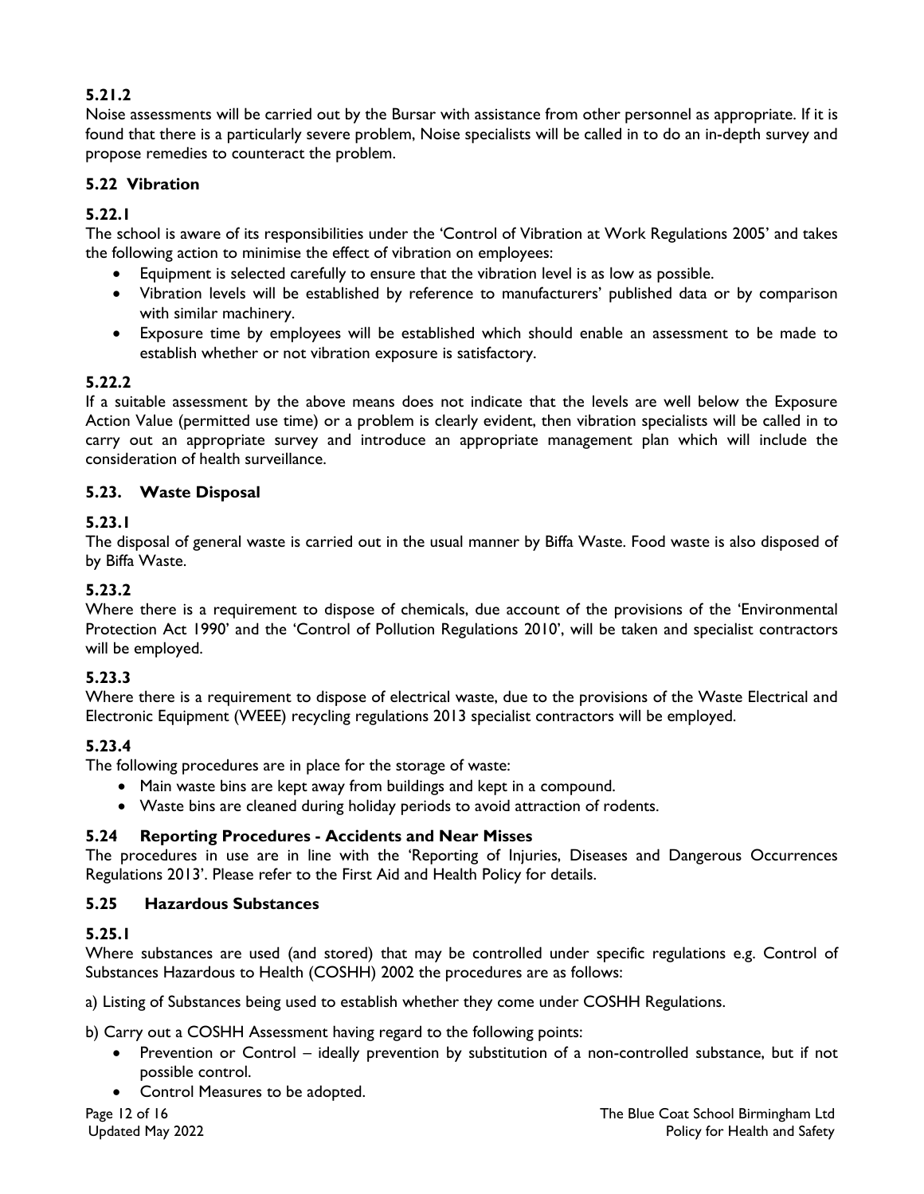**5.21.2**

Noise assessments will be carried out by the Bursar with assistance from other personnel as appropriate. If it is found that there is a particularly severe problem, Noise specialists will be called in to do an in-depth survey and propose remedies to counteract the problem.

### 5.22 Vibration

**5.22.1**

The school is aware of its responsibilities under the 'Control of Vibration at Work Regulations 2005' and takes the following action to minimise the effect of vibration on employees:

- Equipment is selected carefully to ensure that the vibration level is as low as possible.
- Vibration levels will be established by reference to manufacturers' published data or by comparison with similar machinery.
- Exposure time by employees will be established which should enable an assessment to be made to establish whether or not vibration exposure is satisfactory.

**5.22.2**

If a suitable assessment by the above means does not indicate that the levels are well below the Exposure Action Value (permitted use time) or a problem is clearly evident, then vibration specialists will be called in to carry out an appropriate survey and introduce an appropriate management plan which will include the consideration of health surveillance.

### 5.23. Waste Disposal

**5.23.1**

The disposal of general waste is carried out in the usual manner by Biffa Waste. Food waste is also disposed of by Biffa Waste.

**5.23.2**

Where there is a requirement to dispose of chemicals, due account of the provisions of the 'Environmental Protection Act 1990' and the 'Control of Pollution Regulations 2010', will be taken and specialist contractors will be employed.

**5.23.3**

Where there is a requirement to dispose of electrical waste, due to the provisions of the Waste Electrical and Electronic Equipment (WEEE) recycling regulations 2013 specialist contractors will be employed.

**5.23.4**

The following procedures are in place for the storage of waste:

- Main waste bins are kept away from buildings and kept in a compound.
- Waste bins are cleaned during holiday periods to avoid attraction of rodents.

### 5.24 Reporting Procedures - Accidents and Near Misses

The procedures in use are in line with the 'Reporting of Injuries, Diseases and Dangerous Occurrences Regulations 2013'. Please refer to the First Aid and Health Policy for details.

### 5.25 Hazardous Substances

**5.25.1**

Where substances are used (and stored) that may be controlled under specific regulations e.g. Control of Substances Hazardous to Health (COSHH) 2002 the procedures are as follows:

a) Listing of Substances being used to establish whether they come under COSHH Regulations.

b) Carry out a COSHH Assessment having regard to the following points:

- Prevention or Control – ideally prevention by substitution of a non-controlled substance, but if not possible control.
- Control Measures to be adopted.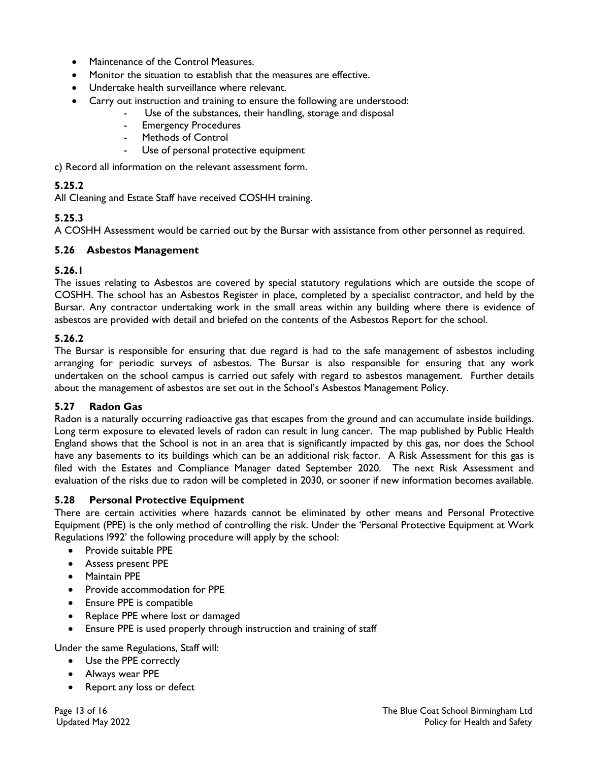- Maintenance of the Control Measures.
- Monitor the situation to establish that the measures are effective.
- Undertake health surveillance where relevant.
- Carry out instruction and training to ensure the following are understood:
    - Use of the substances, their handling, storage and disposal
    - Emergency Procedures
    - Methods of Control
    - Use of personal protective equipment

c) Record all information on the relevant assessment form.

**5.25.2**

All Cleaning and Estate Staff have received COSHH training.

**5.25.3**

A COSHH Assessment would be carried out by the Bursar with assistance from other personnel as required.

### 5.26 Asbestos Management

**5.26.1**

The issues relating to Asbestos are covered by special statutory regulations which are outside the scope of COSHH. The school has an Asbestos Register in place, completed by a specialist contractor, and held by the Bursar. Any contractor undertaking work in the small areas within any building where there is evidence of asbestos are provided with detail and briefed on the contents of the Asbestos Report for the school.

**5.26.2**

The Bursar is responsible for ensuring that due regard is had to the safe management of asbestos including arranging for periodic surveys of asbestos. The Bursar is also responsible for ensuring that any work undertaken on the school campus is carried out safely with regard to asbestos management. Further details about the management of asbestos are set out in the School's Asbestos Management Policy.

### 5.27 Radon Gas

Radon is a naturally occurring radioactive gas that escapes from the ground and can accumulate inside buildings. Long term exposure to elevated levels of radon can result in lung cancer. The map published by Public Health England shows that the School is not in an area that is significantly impacted by this gas, nor does the School have any basements to its buildings which can be an additional risk factor. A Risk Assessment for this gas is filed with the Estates and Compliance Manager dated September 2020. The next Risk Assessment and evaluation of the risks due to radon will be completed in 2030, or sooner if new information becomes available.

### 5.28 Personal Protective Equipment

There are certain activities where hazards cannot be eliminated by other means and Personal Protective Equipment (PPE) is the only method of controlling the risk. Under the 'Personal Protective Equipment at Work Regulations 1992' the following procedure will apply by the school:

- Provide suitable PPE
- Assess present PPE
- Maintain PPE
- Provide accommodation for PPE
- Ensure PPE is compatible
- Replace PPE where lost or damaged
- Ensure PPE is used properly through instruction and training of staff

Under the same Regulations, Staff will:

- Use the PPE correctly
- Always wear PPE
- Report any loss or defect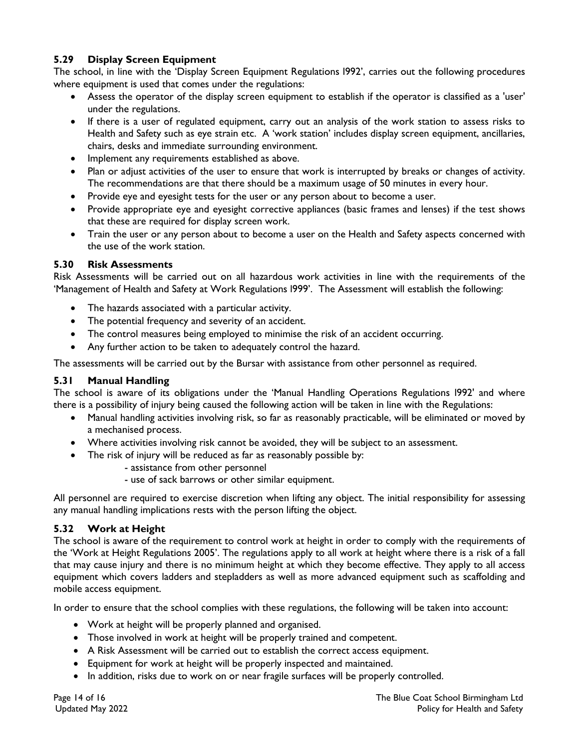### 5.29 Display Screen Equipment

The school, in line with the 'Display Screen Equipment Regulations 1992', carries out the following procedures where equipment is used that comes under the regulations:

- Assess the operator of the display screen equipment to establish if the operator is classified as a 'user' under the regulations.
- If there is a user of regulated equipment, carry out an analysis of the work station to assess risks to Health and Safety such as eye strain etc. A 'work station' includes display screen equipment, ancillaries, chairs, desks and immediate surrounding environment.
- Implement any requirements established as above.
- Plan or adjust activities of the user to ensure that work is interrupted by breaks or changes of activity. The recommendations are that there should be a maximum usage of 50 minutes in every hour.
- Provide eye and eyesight tests for the user or any person about to become a user.
- Provide appropriate eye and eyesight corrective appliances (basic frames and lenses) if the test shows that these are required for display screen work.
- Train the user or any person about to become a user on the Health and Safety aspects concerned with the use of the work station.

### 5.30 Risk Assessments

Risk Assessments will be carried out on all hazardous work activities in line with the requirements of the 'Management of Health and Safety at Work Regulations 1999'. The Assessment will establish the following:

- The hazards associated with a particular activity.
- The potential frequency and severity of an accident.
- The control measures being employed to minimise the risk of an accident occurring.
- Any further action to be taken to adequately control the hazard.

The assessments will be carried out by the Bursar with assistance from other personnel as required.

### 5.31 Manual Handling

The school is aware of its obligations under the 'Manual Handling Operations Regulations 1992' and where there is a possibility of injury being caused the following action will be taken in line with the Regulations:

- Manual handling activities involving risk, so far as reasonably practicable, will be eliminated or moved by a mechanised process.
- Where activities involving risk cannot be avoided, they will be subject to an assessment.
- The risk of injury will be reduced as far as reasonably possible by:
  - assistance from other personnel
  - use of sack barrows or other similar equipment.

All personnel are required to exercise discretion when lifting any object. The initial responsibility for assessing any manual handling implications rests with the person lifting the object.

### 5.32 Work at Height

The school is aware of the requirement to control work at height in order to comply with the requirements of the 'Work at Height Regulations 2005'. The regulations apply to all work at height where there is a risk of a fall that may cause injury and there is no minimum height at which they become effective. They apply to all access equipment which covers ladders and stepladders as well as more advanced equipment such as scaffolding and mobile access equipment.

In order to ensure that the school complies with these regulations, the following will be taken into account:

- Work at height will be properly planned and organised.
- Those involved in work at height will be properly trained and competent.
- A Risk Assessment will be carried out to establish the correct access equipment.
- Equipment for work at height will be properly inspected and maintained.
- In addition, risks due to work on or near fragile surfaces will be properly controlled.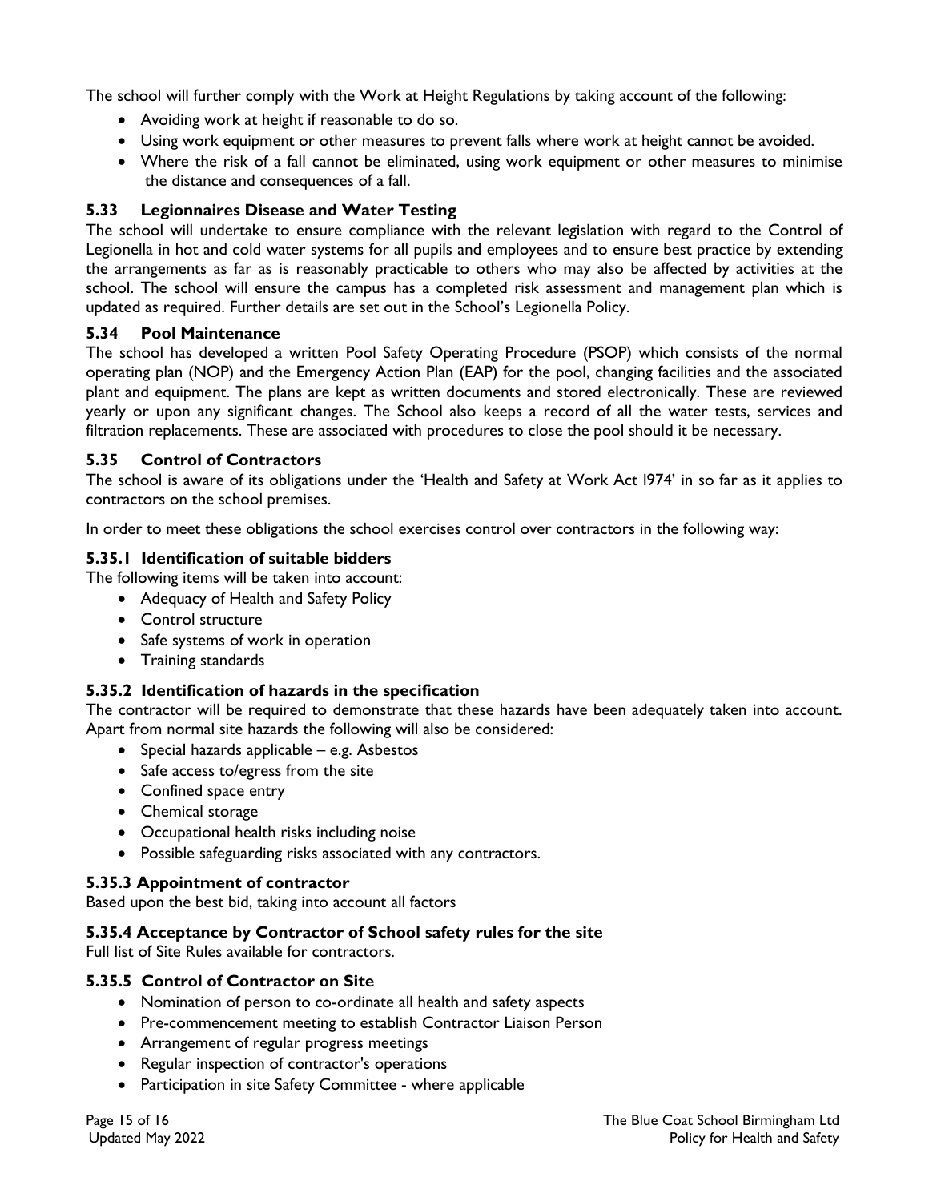The school will further comply with the Work at Height Regulations by taking account of the following:

- Avoiding work at height if reasonable to do so.
- Using work equipment or other measures to prevent falls where work at height cannot be avoided.
- Where the risk of a fall cannot be eliminated, using work equipment or other measures to minimise the distance and consequences of a fall.

### 5.33 Legionnaires Disease and Water Testing

The school will undertake to ensure compliance with the relevant legislation with regard to the Control of Legionella in hot and cold water systems for all pupils and employees and to ensure best practice by extending the arrangements as far as is reasonably practicable to others who may also be affected by activities at the school. The school will ensure the campus has a completed risk assessment and management plan which is updated as required. Further details are set out in the School's Legionella Policy.

### 5.34 Pool Maintenance

The school has developed a written Pool Safety Operating Procedure (PSOP) which consists of the normal operating plan (NOP) and the Emergency Action Plan (EAP) for the pool, changing facilities and the associated plant and equipment. The plans are kept as written documents and stored electronically. These are reviewed yearly or upon any significant changes. The School also keeps a record of all the water tests, services and filtration replacements. These are associated with procedures to close the pool should it be necessary.

### 5.35 Control of Contractors

The school is aware of its obligations under the 'Health and Safety at Work Act I974' in so far as it applies to contractors on the school premises.

In order to meet these obligations the school exercises control over contractors in the following way:

#### 5.35.1 Identification of suitable bidders

The following items will be taken into account:

- Adequacy of Health and Safety Policy
- Control structure
- Safe systems of work in operation
- Training standards

#### 5.35.2 Identification of hazards in the specification

The contractor will be required to demonstrate that these hazards have been adequately taken into account. Apart from normal site hazards the following will also be considered:

- Special hazards applicable – e.g. Asbestos
- Safe access to/egress from the site
- Confined space entry
- Chemical storage
- Occupational health risks including noise
- Possible safeguarding risks associated with any contractors.

#### 5.35.3 Appointment of contractor

Based upon the best bid, taking into account all factors

#### 5.35.4 Acceptance by Contractor of School safety rules for the site

Full list of Site Rules available for contractors.

#### 5.35.5 Control of Contractor on Site

- Nomination of person to co-ordinate all health and safety aspects
- Pre-commencement meeting to establish Contractor Liaison Person
- Arrangement of regular progress meetings
- Regular inspection of contractor's operations
- Participation in site Safety Committee - where applicable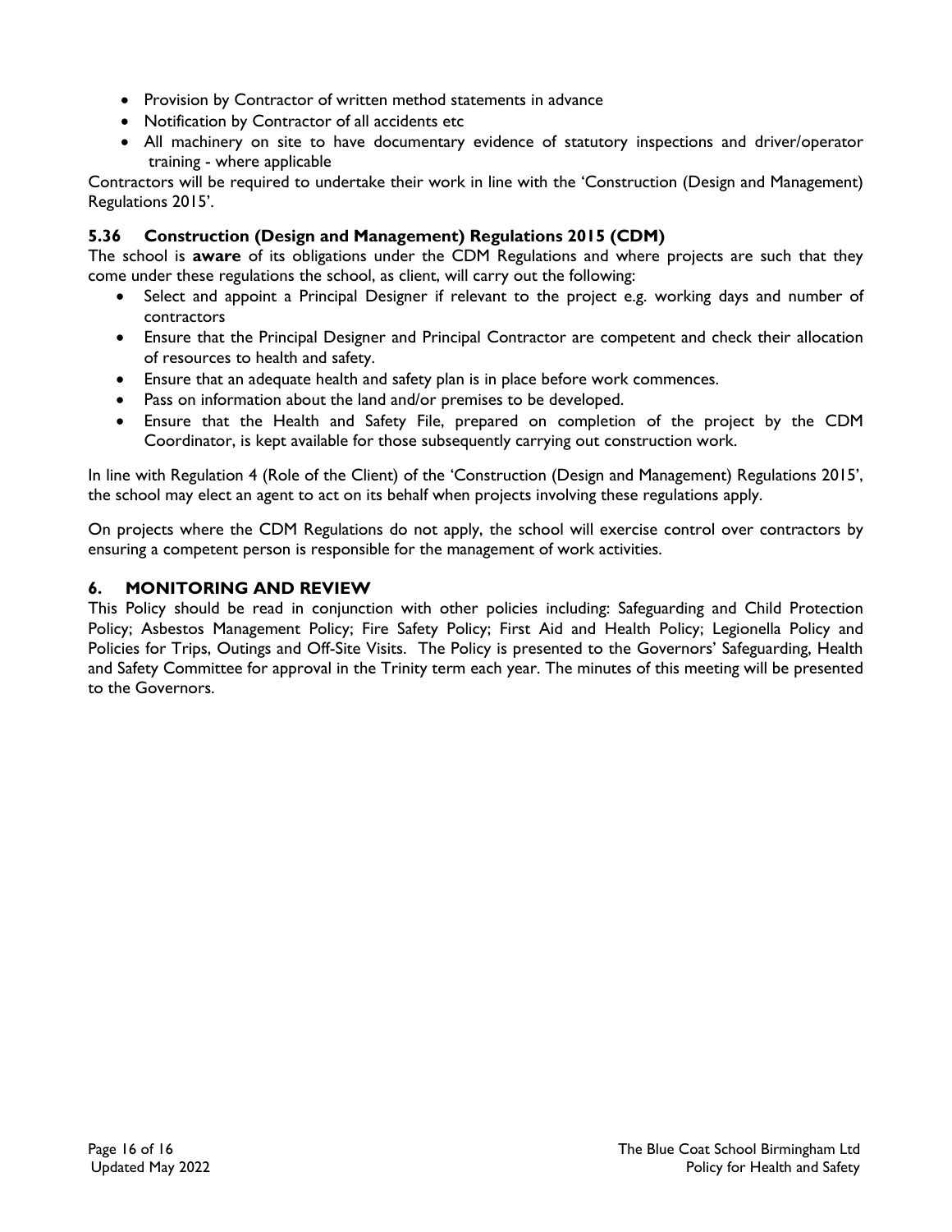- Provision by Contractor of written method statements in advance
- Notification by Contractor of all accidents etc
- All machinery on site to have documentary evidence of statutory inspections and driver/operator training - where applicable

Contractors will be required to undertake their work in line with the 'Construction (Design and Management) Regulations 2015'.

### 5.36 Construction (Design and Management) Regulations 2015 (CDM)

The school is **aware** of its obligations under the CDM Regulations and where projects are such that they come under these regulations the school, as client, will carry out the following:

- Select and appoint a Principal Designer if relevant to the project e.g. working days and number of contractors
- Ensure that the Principal Designer and Principal Contractor are competent and check their allocation of resources to health and safety.
- Ensure that an adequate health and safety plan is in place before work commences.
- Pass on information about the land and/or premises to be developed.
- Ensure that the Health and Safety File, prepared on completion of the project by the CDM Coordinator, is kept available for those subsequently carrying out construction work.

In line with Regulation 4 (Role of the Client) of the 'Construction (Design and Management) Regulations 2015', the school may elect an agent to act on its behalf when projects involving these regulations apply.

On projects where the CDM Regulations do not apply, the school will exercise control over contractors by ensuring a competent person is responsible for the management of work activities.

## 6. MONITORING AND REVIEW

This Policy should be read in conjunction with other policies including: Safeguarding and Child Protection Policy; Asbestos Management Policy; Fire Safety Policy; First Aid and Health Policy; Legionella Policy and Policies for Trips, Outings and Off-Site Visits. The Policy is presented to the Governors' Safeguarding, Health and Safety Committee for approval in the Trinity term each year. The minutes of this meeting will be presented to the Governors.